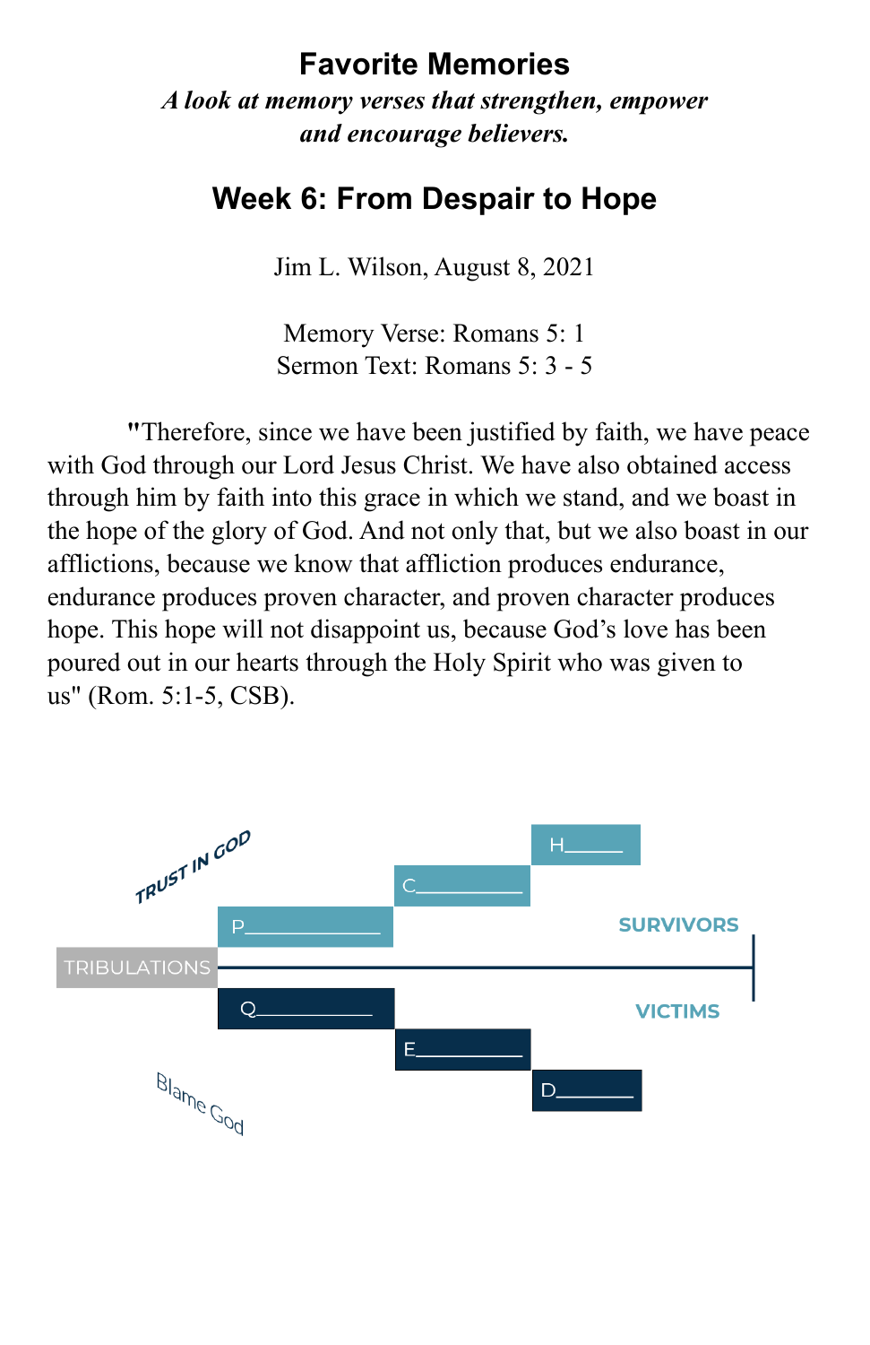# Favorite Memories

*A look at memory verses that strengthen, empower and encourage believers.*

## Week 6: From Despair to Hope

Jim L. Wilson, August 8, 2021

Memory Verse: Romans 5: 1
Sermon Text: Romans 5: 3 - 5

"Therefore, since we have been justified by faith, we have peace with God through our Lord Jesus Christ. We have also obtained access through him by faith into this grace in which we stand, and we boast in the hope of the glory of God. And not only that, but we also boast in our afflictions, because we know that affliction produces endurance, endurance produces proven character, and proven character produces hope. This hope will not disappoint us, because God's love has been poured out in our hearts through the Holy Spirit who was given to us" (Rom. 5:1-5, CSB).

TRUST IN GOD

H______

C__________

P____________

SURVIVORS

TRIBULATIONS

Q__________

VICTIMS

E__________

D_______

Blame God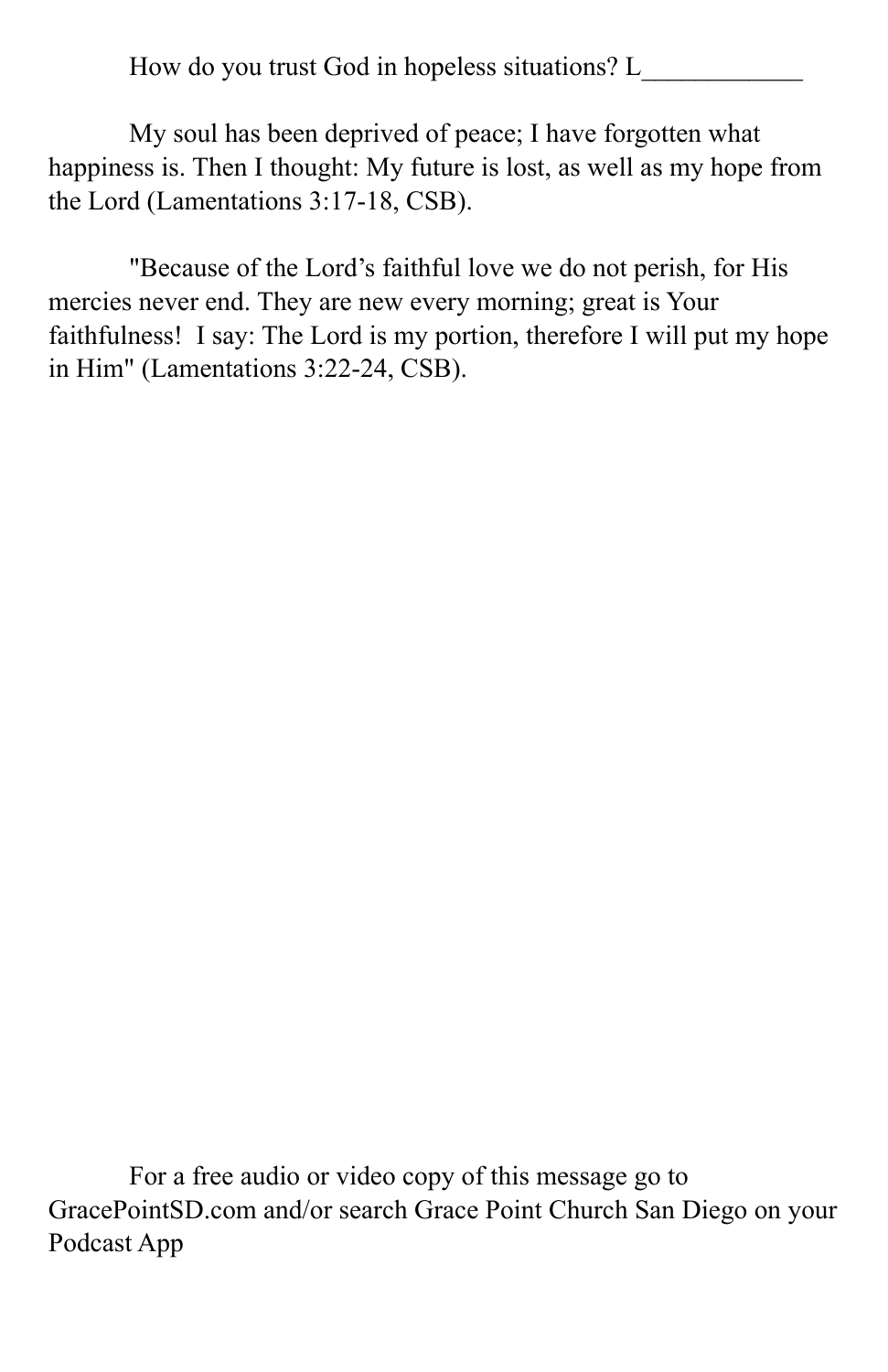How do you trust God in hopeless situations? L____________

My soul has been deprived of peace; I have forgotten what happiness is. Then I thought: My future is lost, as well as my hope from the Lord (Lamentations 3:17-18, CSB).

"Because of the Lord's faithful love we do not perish, for His mercies never end. They are new every morning; great is Your faithfulness!  I say: The Lord is my portion, therefore I will put my hope in Him" (Lamentations 3:22-24, CSB).

For a free audio or video copy of this message go to GracePointSD.com and/or search Grace Point Church San Diego on your Podcast App